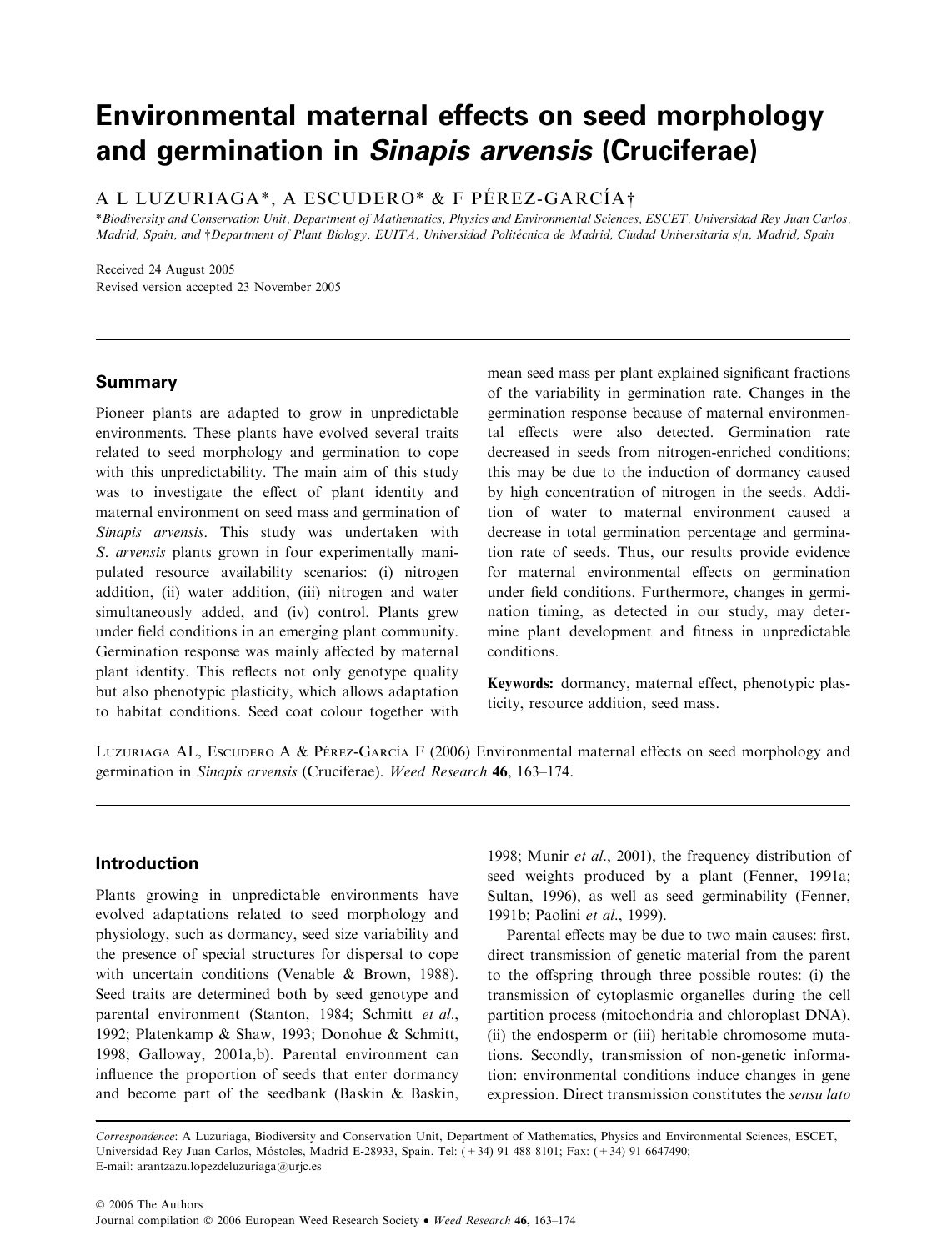# Environmental maternal effects on seed morphology and germination in *Sinapis arvensis* (Cruciferae)

A L LUZURIAGA*, A ESCUDERO* & F PÉREZ-GARCÍA†

*Biodiversity and Conservation Unit, Department of Mathematics, Physics and Environmental Sciences, ESCET, Universidad Rey Juan Carlos, Madrid, Spain, and †Department of Plant Biology, EUITA, Universidad Politécnica de Madrid, Ciudad Universitaria s/n, Madrid, Spain

Received 24 August 2005
Revised version accepted 23 November 2005

## Summary

Pioneer plants are adapted to grow in unpredictable environments. These plants have evolved several traits related to seed morphology and germination to cope with this unpredictability. The main aim of this study was to investigate the effect of plant identity and maternal environment on seed mass and germination of *Sinapis arvensis*. This study was undertaken with *S. arvensis* plants grown in four experimentally manipulated resource availability scenarios: (i) nitrogen addition, (ii) water addition, (iii) nitrogen and water simultaneously added, and (iv) control. Plants grew under field conditions in an emerging plant community. Germination response was mainly affected by maternal plant identity. This reflects not only genotype quality but also phenotypic plasticity, which allows adaptation to habitat conditions. Seed coat colour together with mean seed mass per plant explained significant fractions of the variability in germination rate. Changes in the germination response because of maternal environmental effects were also detected. Germination rate decreased in seeds from nitrogen-enriched conditions; this may be due to the induction of dormancy caused by high concentration of nitrogen in the seeds. Addition of water to maternal environment caused a decrease in total germination percentage and germination rate of seeds. Thus, our results provide evidence for maternal environmental effects on germination under field conditions. Furthermore, changes in germination timing, as detected in our study, may determine plant development and fitness in unpredictable conditions.

**Keywords:** dormancy, maternal effect, phenotypic plasticity, resource addition, seed mass.

LUZURIAGA AL, ESCUDERO A & PÉREZ-GARCÍA F (2006) Environmental maternal effects on seed morphology and germination in *Sinapis arvensis* (Cruciferae). *Weed Research* **46**, 163–174.

## Introduction

Plants growing in unpredictable environments have evolved adaptations related to seed morphology and physiology, such as dormancy, seed size variability and the presence of special structures for dispersal to cope with uncertain conditions (Venable & Brown, 1988). Seed traits are determined both by seed genotype and parental environment (Stanton, 1984; Schmitt *et al*., 1992; Platenkamp & Shaw, 1993; Donohue & Schmitt, 1998; Galloway, 2001a,b). Parental environment can influence the proportion of seeds that enter dormancy and become part of the seedbank (Baskin & Baskin, 1998; Munir *et al*., 2001), the frequency distribution of seed weights produced by a plant (Fenner, 1991a; Sultan, 1996), as well as seed germinability (Fenner, 1991b; Paolini *et al*., 1999).

Parental effects may be due to two main causes: first, direct transmission of genetic material from the parent to the offspring through three possible routes: (i) the transmission of cytoplasmic organelles during the cell partition process (mitochondria and chloroplast DNA), (ii) the endosperm or (iii) heritable chromosome mutations. Secondly, transmission of non-genetic information: environmental conditions induce changes in gene expression. Direct transmission constitutes the *sensu lato*

Correspondence: A Luzuriaga, Biodiversity and Conservation Unit, Department of Mathematics, Physics and Environmental Sciences, ESCET, Universidad Rey Juan Carlos, Móstoles, Madrid E-28933, Spain. Tel: (+34) 91 488 8101; Fax: (+34) 91 6647490; E-mail: arantzazu.lopezdeluzuriaga@urjc.es

© 2006 The Authors
Journal compilation © 2006 European Weed Research Society • *Weed Research* **46**, 163–174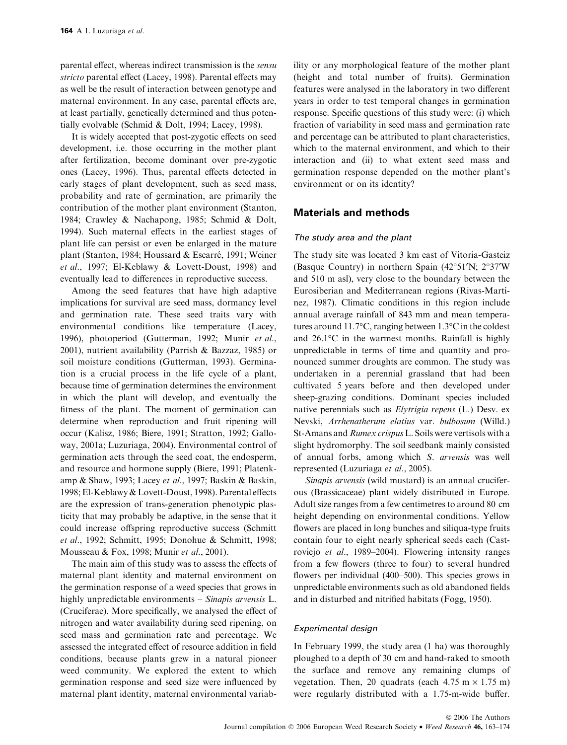parental effect, whereas indirect transmission is the *sensu stricto* parental effect (Lacey, 1998). Parental effects may as well be the result of interaction between genotype and maternal environment. In any case, parental effects are, at least partially, genetically determined and thus potentially evolvable (Schmid & Dolt, 1994; Lacey, 1998).

It is widely accepted that post-zygotic effects on seed development, i.e. those occurring in the mother plant after fertilization, become dominant over pre-zygotic ones (Lacey, 1996). Thus, parental effects detected in early stages of plant development, such as seed mass, probability and rate of germination, are primarily the contribution of the mother plant environment (Stanton, 1984; Crawley & Nachapong, 1985; Schmid & Dolt, 1994). Such maternal effects in the earliest stages of plant life can persist or even be enlarged in the mature plant (Stanton, 1984; Houssard & Escarré, 1991; Weiner *et al*., 1997; El-Keblawy & Lovett-Doust, 1998) and eventually lead to differences in reproductive success.

Among the seed features that have high adaptive implications for survival are seed mass, dormancy level and germination rate. These seed traits vary with environmental conditions like temperature (Lacey, 1996), photoperiod (Gutterman, 1992; Munir *et al*., 2001), nutrient availability (Parrish & Bazzaz, 1985) or soil moisture conditions (Gutterman, 1993). Germination is a crucial process in the life cycle of a plant, because time of germination determines the environment in which the plant will develop, and eventually the fitness of the plant. The moment of germination can determine when reproduction and fruit ripening will occur (Kalisz, 1986; Biere, 1991; Stratton, 1992; Galloway, 2001a; Luzuriaga, 2004). Environmental control of germination acts through the seed coat, the endosperm, and resource and hormone supply (Biere, 1991; Platenkamp & Shaw, 1993; Lacey *et al*., 1997; Baskin & Baskin, 1998; El-Keblawy & Lovett-Doust, 1998). Parental effects are the expression of trans-generation phenotypic plasticity that may probably be adaptive, in the sense that it could increase offspring reproductive success (Schmitt *et al*., 1992; Schmitt, 1995; Donohue & Schmitt, 1998; Mousseau & Fox, 1998; Munir *et al*., 2001).

The main aim of this study was to assess the effects of maternal plant identity and maternal environment on the germination response of a weed species that grows in highly unpredictable environments – *Sinapis arvensis* L. (Cruciferae). More specifically, we analysed the effect of nitrogen and water availability during seed ripening, on seed mass and germination rate and percentage. We assessed the integrated effect of resource addition in field conditions, because plants grew in a natural pioneer weed community. We explored the extent to which germination response and seed size were influenced by maternal plant identity, maternal environmental variability or any morphological feature of the mother plant (height and total number of fruits). Germination features were analysed in the laboratory in two different years in order to test temporal changes in germination response. Specific questions of this study were: (i) which fraction of variability in seed mass and germination rate and percentage can be attributed to plant characteristics, which to the maternal environment, and which to their interaction and (ii) to what extent seed mass and germination response depended on the mother plant's environment or on its identity?

## Materials and methods

### The study area and the plant

The study site was located 3 km east of Vitoria-Gasteiz (Basque Country) in northern Spain (42°51′N; 2°37′W and 510 m asl), very close to the boundary between the Eurosiberian and Mediterranean regions (Rivas-Martínez, 1987). Climatic conditions in this region include annual average rainfall of 843 mm and mean temperatures around 11.7°C, ranging between 1.3°C in the coldest and 26.1°C in the warmest months. Rainfall is highly unpredictable in terms of time and quantity and pronounced summer droughts are common. The study was undertaken in a perennial grassland that had been cultivated 5 years before and then developed under sheep-grazing conditions. Dominant species included native perennials such as *Elytrigia repens* (L.) Desv. ex Nevski, *Arrhenatherum elatius* var. *bulbosum* (Willd.) St-Amans and *Rumex crispus* L. Soils were vertisols with a slight hydromorphy. The soil seedbank mainly consisted of annual forbs, among which *S. arvensis* was well represented (Luzuriaga *et al*., 2005).

*Sinapis arvensis* (wild mustard) is an annual cruciferous (Brassicaceae) plant widely distributed in Europe. Adult size ranges from a few centimetres to around 80 cm height depending on environmental conditions. Yellow flowers are placed in long bunches and siliqua-type fruits contain four to eight nearly spherical seeds each (Castroviejo *et al*., 1989–2004). Flowering intensity ranges from a few flowers (three to four) to several hundred flowers per individual (400–500). This species grows in unpredictable environments such as old abandoned fields and in disturbed and nitrified habitats (Fogg, 1950).

### Experimental design

In February 1999, the study area (1 ha) was thoroughly ploughed to a depth of 30 cm and hand-raked to smooth the surface and remove any remaining clumps of vegetation. Then, 20 quadrats (each 4.75 m × 1.75 m) were regularly distributed with a 1.75-m-wide buffer.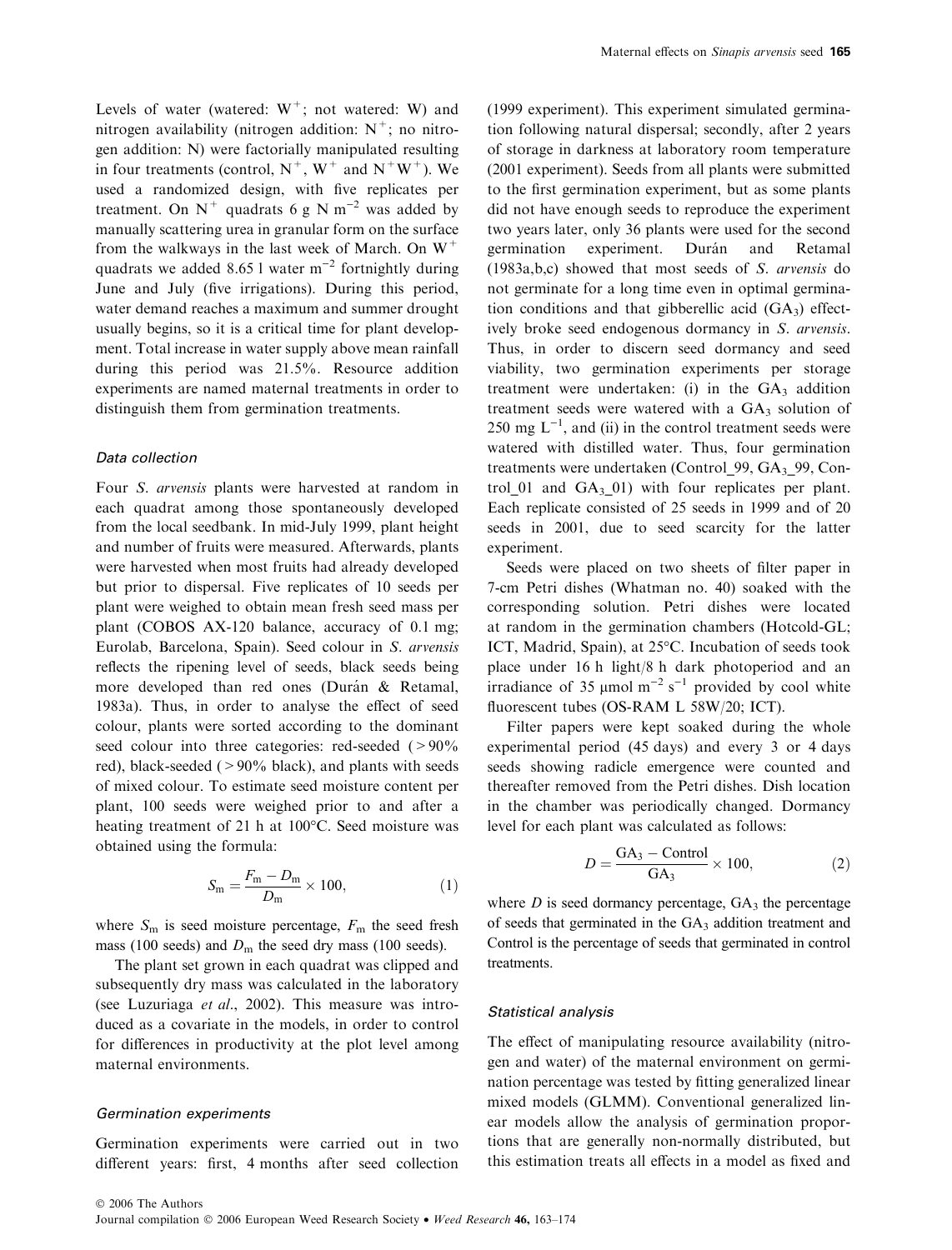Levels of water (watered: $W^+$; not watered: W) and nitrogen availability (nitrogen addition: $N^+$; no nitrogen addition: N) were factorially manipulated resulting in four treatments (control, $N^+$, $W^+$ and $N^+W^+$). We used a randomized design, with five replicates per treatment. On $N^+$ quadrats 6 g N $m^{-2}$ was added by manually scattering urea in granular form on the surface from the walkways in the last week of March. On $W^+$ quadrats we added 8.65 l water $m^{-2}$ fortnightly during June and July (five irrigations). During this period, water demand reaches a maximum and summer drought usually begins, so it is a critical time for plant development. Total increase in water supply above mean rainfall during this period was 21.5%. Resource addition experiments are named maternal treatments in order to distinguish them from germination treatments.

### *Data collection*

Four *S. arvensis* plants were harvested at random in each quadrat among those spontaneously developed from the local seedbank. In mid-July 1999, plant height and number of fruits were measured. Afterwards, plants were harvested when most fruits had already developed but prior to dispersal. Five replicates of 10 seeds per plant were weighed to obtain mean fresh seed mass per plant (COBOS AX-120 balance, accuracy of 0.1 mg; Eurolab, Barcelona, Spain). Seed colour in *S. arvensis* reflects the ripening level of seeds, black seeds being more developed than red ones (Durán & Retamal, 1983a). Thus, in order to analyse the effect of seed colour, plants were sorted according to the dominant seed colour into three categories: red-seeded (>90% red), black-seeded (>90% black), and plants with seeds of mixed colour. To estimate seed moisture content per plant, 100 seeds were weighed prior to and after a heating treatment of 21 h at 100°C. Seed moisture was obtained using the formula:

$$S_m = \frac{F_m - D_m}{D_m} \times 100, \quad (1)$$

where $S_m$ is seed moisture percentage, $F_m$ the seed fresh mass (100 seeds) and $D_m$ the seed dry mass (100 seeds).

The plant set grown in each quadrat was clipped and subsequently dry mass was calculated in the laboratory (see Luzuriaga *et al*., 2002). This measure was introduced as a covariate in the models, in order to control for differences in productivity at the plot level among maternal environments.

### *Germination experiments*

Germination experiments were carried out in two different years: first, 4 months after seed collection (1999 experiment). This experiment simulated germination following natural dispersal; secondly, after 2 years of storage in darkness at laboratory room temperature (2001 experiment). Seeds from all plants were submitted to the first germination experiment, but as some plants did not have enough seeds to reproduce the experiment two years later, only 36 plants were used for the second germination experiment. Durán and Retamal (1983a,b,c) showed that most seeds of *S. arvensis* do not germinate for a long time even in optimal germination conditions and that gibberellic acid ($GA_3$) effectively broke seed endogenous dormancy in *S. arvensis*. Thus, in order to discern seed dormancy and seed viability, two germination experiments per storage treatment were undertaken: (i) in the $GA_3$ addition treatment seeds were watered with a $GA_3$ solution of 250 mg $L^{-1}$, and (ii) in the control treatment seeds were watered with distilled water. Thus, four germination treatments were undertaken (Control_99, $GA_3$_99, Control_01 and $GA_3$_01) with four replicates per plant. Each replicate consisted of 25 seeds in 1999 and of 20 seeds in 2001, due to seed scarcity for the latter experiment.

Seeds were placed on two sheets of filter paper in 7-cm Petri dishes (Whatman no. 40) soaked with the corresponding solution. Petri dishes were located at random in the germination chambers (Hotcold-GL; ICT, Madrid, Spain), at 25°C. Incubation of seeds took place under 16 h light/8 h dark photoperiod and an irradiance of 35 μmol $m^{-2}$ $s^{-1}$ provided by cool white fluorescent tubes (OS-RAM L 58W/20; ICT).

Filter papers were kept soaked during the whole experimental period (45 days) and every 3 or 4 days seeds showing radicle emergence were counted and thereafter removed from the Petri dishes. Dish location in the chamber was periodically changed. Dormancy level for each plant was calculated as follows:

$$D = \frac{GA_3 - \text{Control}}{GA_3} \times 100, \quad (2)$$

where $D$ is seed dormancy percentage, $GA_3$ the percentage of seeds that germinated in the $GA_3$ addition treatment and Control is the percentage of seeds that germinated in control treatments.

### *Statistical analysis*

The effect of manipulating resource availability (nitrogen and water) of the maternal environment on germination percentage was tested by fitting generalized linear mixed models (GLMM). Conventional generalized linear models allow the analysis of germination proportions that are generally non-normally distributed, but this estimation treats all effects in a model as fixed and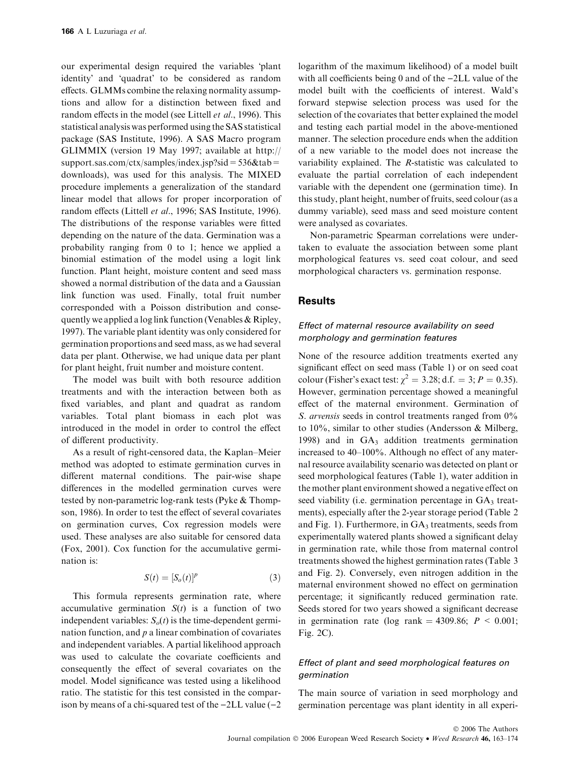our experimental design required the variables 'plant identity' and 'quadrat' to be considered as random effects. GLMMs combine the relaxing normality assumptions and allow for a distinction between fixed and random effects in the model (see Littell *et al*., 1996). This statistical analysis was performed using the SAS statistical package (SAS Institute, 1996). A SAS Macro program GLIMMIX (version 19 May 1997; available at http://support.sas.com/ctx/samples/index.jsp?sid = 536&tab = downloads), was used for this analysis. The MIXED procedure implements a generalization of the standard linear model that allows for proper incorporation of random effects (Littell *et al*., 1996; SAS Institute, 1996). The distributions of the response variables were fitted depending on the nature of the data. Germination was a probability ranging from 0 to 1; hence we applied a binomial estimation of the model using a logit link function. Plant height, moisture content and seed mass showed a normal distribution of the data and a Gaussian link function was used. Finally, total fruit number corresponded with a Poisson distribution and consequently we applied a log link function (Venables & Ripley, 1997). The variable plant identity was only considered for germination proportions and seed mass, as we had several data per plant. Otherwise, we had unique data per plant for plant height, fruit number and moisture content.

The model was built with both resource addition treatments and with the interaction between both as fixed variables, and plant and quadrat as random variables. Total plant biomass in each plot was introduced in the model in order to control the effect of different productivity.

As a result of right-censored data, the Kaplan–Meier method was adopted to estimate germination curves in different maternal conditions. The pair-wise shape differences in the modelled germination curves were tested by non-parametric log-rank tests (Pyke & Thompson, 1986). In order to test the effect of several covariates on germination curves, Cox regression models were used. These analyses are also suitable for censored data (Fox, 2001). Cox function for the accumulative germination is:

$$S(t) = [S_o(t)]^p \tag{3}$$

This formula represents germination rate, where accumulative germination $S(t)$ is a function of two independent variables: $S_o(t)$ is the time-dependent germination function, and $p$ a linear combination of covariates and independent variables. A partial likelihood approach was used to calculate the covariate coefficients and consequently the effect of several covariates on the model. Model significance was tested using a likelihood ratio. The statistic for this test consisted in the comparison by means of a chi-squared test of the −2LL value (−2 logarithm of the maximum likelihood) of a model built with all coefficients being 0 and of the −2LL value of the model built with the coefficients of interest. Wald's forward stepwise selection process was used for the selection of the covariates that better explained the model and testing each partial model in the above-mentioned manner. The selection procedure ends when the addition of a new variable to the model does not increase the variability explained. The *R*-statistic was calculated to evaluate the partial correlation of each independent variable with the dependent one (germination time). In this study, plant height, number of fruits, seed colour (as a dummy variable), seed mass and seed moisture content were analysed as covariates.

Non-parametric Spearman correlations were undertaken to evaluate the association between some plant morphological features vs. seed coat colour, and seed morphological characters vs. germination response.

## Results

### Effect of maternal resource availability on seed morphology and germination features

None of the resource addition treatments exerted any significant effect on seed mass (Table 1) or on seed coat colour (Fisher's exact test: $\chi^2 = 3.28$; d.f. = 3; $P = 0.35$). However, germination percentage showed a meaningful effect of the maternal environment. Germination of *S. arvensis* seeds in control treatments ranged from 0% to 10%, similar to other studies (Andersson & Milberg, 1998) and in $GA_3$ addition treatments germination increased to 40–100%. Although no effect of any maternal resource availability scenario was detected on plant or seed morphological features (Table 1), water addition in the mother plant environment showed a negative effect on seed viability (i.e. germination percentage in $GA_3$ treatments), especially after the 2-year storage period (Table 2 and Fig. 1). Furthermore, in $GA_3$ treatments, seeds from experimentally watered plants showed a significant delay in germination rate, while those from maternal control treatments showed the highest germination rates (Table 3 and Fig. 2). Conversely, even nitrogen addition in the maternal environment showed no effect on germination percentage; it significantly reduced germination rate. Seeds stored for two years showed a significant decrease in germination rate (log rank = 4309.86; $P < 0.001$; Fig. 2C).

### Effect of plant and seed morphological features on germination

The main source of variation in seed morphology and germination percentage was plant identity in all experi-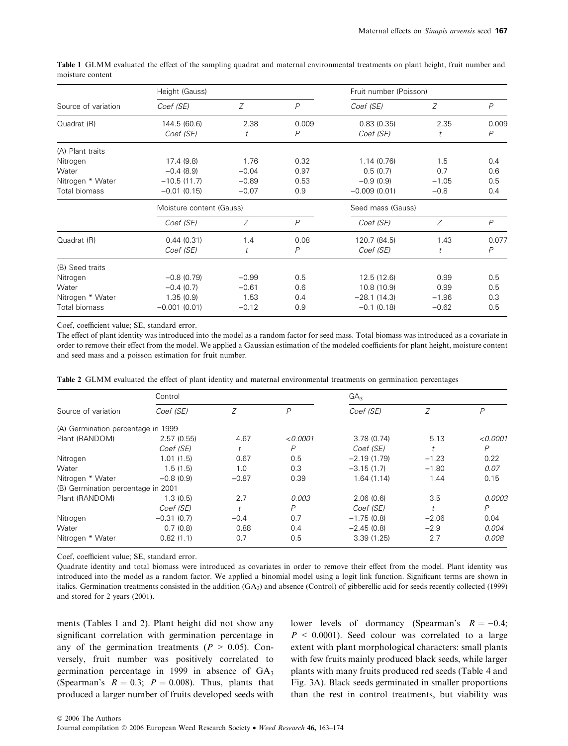**Table 1** GLMM evaluated the effect of the sampling quadrat and maternal environmental treatments on plant height, fruit number and moisture content

| Source of variation | Height (Gauss) | | | Fruit number (Poisson) | | |
|---|---|---|---|---|---|---|
| | *Coef (SE)* | *Z* | *P* | *Coef (SE)* | *Z* | *P* |
| Quadrat (R) | 144.5 (60.6) | 2.38 | 0.009 | 0.83 (0.35) | 2.35 | 0.009 |
| | *Coef (SE)* | *t* | *P* | *Coef (SE)* | *t* | *P* |
| (A) Plant traits | | | | | | |
| Nitrogen | 17.4 (9.8) | 1.76 | 0.32 | 1.14 (0.76) | 1.5 | 0.4 |
| Water | −0.4 (8.9) | −0.04 | 0.97 | 0.5 (0.7) | 0.7 | 0.6 |
| Nitrogen * Water | −10.5 (11.7) | −0.89 | 0.53 | −0.9 (0.9) | −1.05 | 0.5 |
| Total biomass | −0.01 (0.15) | −0.07 | 0.9 | −0.009 (0.01) | −0.8 | 0.4 |
| | Moisture content (Gauss) | | | Seed mass (Gauss) | | |
| | *Coef (SE)* | *Z* | *P* | *Coef (SE)* | *Z* | *P* |
| Quadrat (R) | 0.44 (0.31) | 1.4 | 0.08 | 120.7 (84.5) | 1.43 | 0.077 |
| | *Coef (SE)* | *t* | *P* | *Coef (SE)* | *t* | *P* |
| (B) Seed traits | | | | | | |
| Nitrogen | −0.8 (0.79) | −0.99 | 0.5 | 12.5 (12.6) | 0.99 | 0.5 |
| Water | −0.4 (0.7) | −0.61 | 0.6 | 10.8 (10.9) | 0.99 | 0.5 |
| Nitrogen * Water | 1.35 (0.9) | 1.53 | 0.4 | −28.1 (14.3) | −1.96 | 0.3 |
| Total biomass | −0.001 (0.01) | −0.12 | 0.9 | −0.1 (0.18) | −0.62 | 0.5 |

Coef, coefficient value; SE, standard error.

The effect of plant identity was introduced into the model as a random factor for seed mass. Total biomass was introduced as a covariate in order to remove their effect from the model. We applied a Gaussian estimation of the modeled coefficients for plant height, moisture content and seed mass and a poisson estimation for fruit number.

**Table 2** GLMM evaluated the effect of plant identity and maternal environmental treatments on germination percentages

| Source of variation | Control | | | $GA_3$ | | |
|---|---|---|---|---|---|---|
| | *Coef (SE)* | *Z* | *P* | *Coef (SE)* | *Z* | *P* |
| (A) Germination percentage in 1999 | | | | | | |
| Plant (RANDOM) | 2.57 (0.55) | 4.67 | *<0.0001* | 3.78 (0.74) | 5.13 | *<0.0001* |
| | *Coef (SE)* | *t* | *P* | *Coef (SE)* | *t* | *P* |
| Nitrogen | 1.01 (1.5) | 0.67 | 0.5 | −2.19 (1.79) | −1.23 | 0.22 |
| Water | 1.5 (1.5) | 1.0 | 0.3 | −3.15 (1.7) | −1.80 | *0.07* |
| Nitrogen * Water | −0.8 (0.9) | −0.87 | 0.39 | 1.64 (1.14) | 1.44 | 0.15 |
| (B) Germination percentage in 2001 | | | | | | |
| Plant (RANDOM) | 1.3 (0.5) | 2.7 | *0.003* | 2.06 (0.6) | 3.5 | *0.0003* |
| | *Coef (SE)* | *t* | *P* | *Coef (SE)* | *t* | *P* |
| Nitrogen | −0.31 (0.7) | −0.4 | 0.7 | −1.75 (0.8) | −2.06 | 0.04 |
| Water | 0.7 (0.8) | 0.88 | 0.4 | −2.45 (0.8) | −2.9 | *0.004* |
| Nitrogen * Water | 0.82 (1.1) | 0.7 | 0.5 | 3.39 (1.25) | 2.7 | *0.008* |

Coef, coefficient value; SE, standard error.

Quadrate identity and total biomass were introduced as covariates in order to remove their effect from the model. Plant identity was introduced into the model as a random factor. We applied a binomial model using a logit link function. Significant terms are shown in italics. Germination treatments consisted in the addition ($GA_3$) and absence (Control) of gibberellic acid for seeds recently collected (1999) and stored for 2 years (2001).

ments (Tables 1 and 2). Plant height did not show any significant correlation with germination percentage in any of the germination treatments ($P > 0.05$). Conversely, fruit number was positively correlated to germination percentage in 1999 in absence of $GA_3$ (Spearman's $R = 0.3$; $P = 0.008$). Thus, plants that produced a larger number of fruits developed seeds with lower levels of dormancy (Spearman's $R = -0.4$; $P < 0.0001$). Seed colour was correlated to a large extent with plant morphological characters: small plants with few fruits mainly produced black seeds, while larger plants with many fruits produced red seeds (Table 4 and Fig. 3A). Black seeds germinated in smaller proportions than the rest in control treatments, but viability was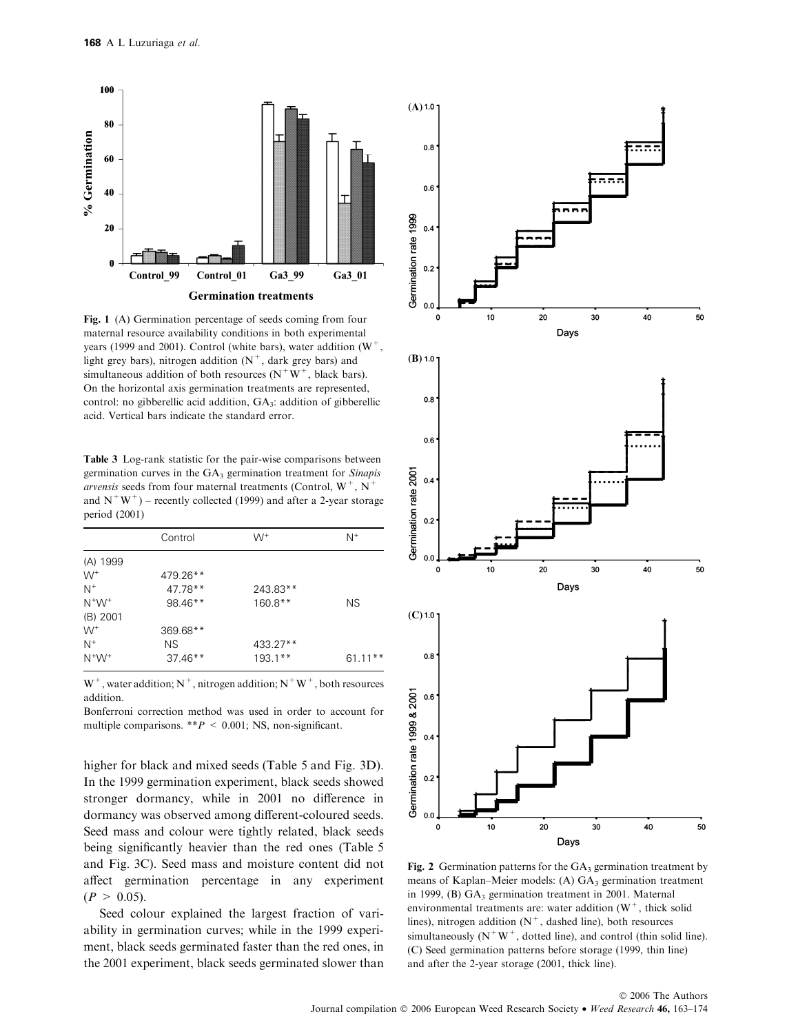**Fig. 1** (A) Germination percentage of seeds coming from four maternal resource availability conditions in both experimental years (1999 and 2001). Control (white bars), water addition ($W^+$, light grey bars), nitrogen addition ($N^+$, dark grey bars) and simultaneous addition of both resources ($N^+W^+$, black bars). On the horizontal axis germination treatments are represented, control: no gibberellic acid addition, $GA_3$: addition of gibberellic acid. Vertical bars indicate the standard error.

**Table 3** Log-rank statistic for the pair-wise comparisons between germination curves in the $GA_3$ germination treatment for *Sinapis arvensis* seeds from four maternal treatments (Control, $W^+$, $N^+$ and $N^+W^+$) – recently collected (1999) and after a 2-year storage period (2001)

| | Control | $W^+$ | $N^+$ |
|---|---|---|---|
| (A) 1999 | | | |
| $W^+$ | 479.26** | | |
| $N^+$ | 47.78** | 243.83** | |
| $N^+W^+$ | 98.46** | 160.8** | NS |
| (B) 2001 | | | |
| $W^+$ | 369.68** | | |
| $N^+$ | NS | 433.27** | |
| $N^+W^+$ | 37.46** | 193.1** | 61.11** |

$W^+$, water addition; $N^+$, nitrogen addition; $N^+W^+$, both resources addition.
Bonferroni correction method was used in order to account for multiple comparisons. **$P < 0.001$; NS, non-significant.

higher for black and mixed seeds (Table 5 and Fig. 3D). In the 1999 germination experiment, black seeds showed stronger dormancy, while in 2001 no difference in dormancy was observed among different-coloured seeds. Seed mass and colour were tightly related, black seeds being significantly heavier than the red ones (Table 5 and Fig. 3C). Seed mass and moisture content did not affect germination percentage in any experiment ($P > 0.05$).

Seed colour explained the largest fraction of variability in germination curves; while in the 1999 experiment, black seeds germinated faster than the red ones, in the 2001 experiment, black seeds germinated slower than

**Fig. 2** Germination patterns for the $GA_3$ germination treatment by means of Kaplan–Meier models: (A) $GA_3$ germination treatment in 1999, (B) $GA_3$ germination treatment in 2001. Maternal environmental treatments are: water addition ($W^+$, thick solid lines), nitrogen addition ($N^+$, dashed line), both resources simultaneously ($N^+W^+$, dotted line), and control (thin solid line). (C) Seed germination patterns before storage (1999, thin line) and after the 2-year storage (2001, thick line).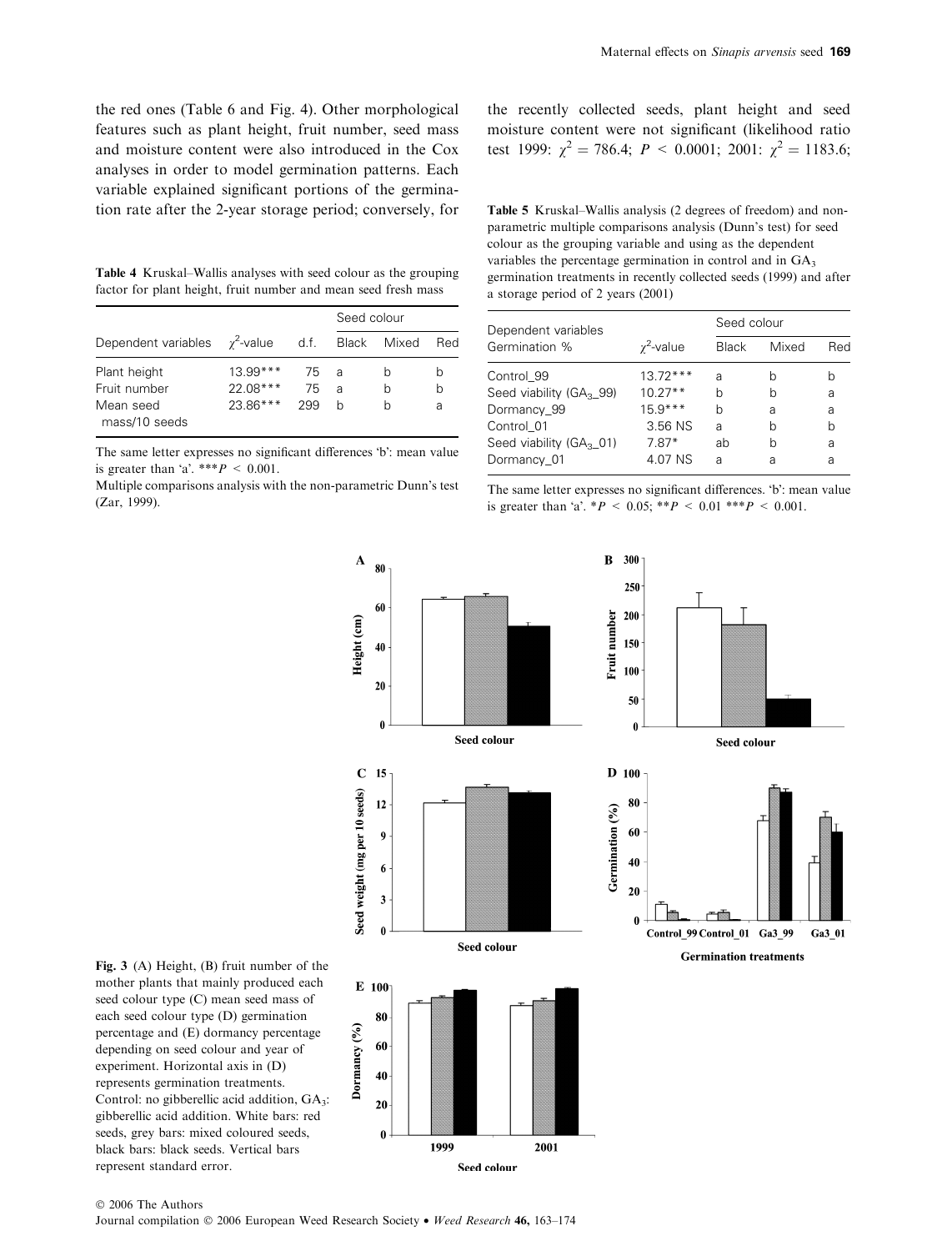the red ones (Table 6 and Fig. 4). Other morphological features such as plant height, fruit number, seed mass and moisture content were also introduced in the Cox analyses in order to model germination patterns. Each variable explained significant portions of the germination rate after the 2-year storage period; conversely, for the recently collected seeds, plant height and seed moisture content were not significant (likelihood ratio test 1999: $\chi^2 = 786.4$; $P < 0.0001$; 2001: $\chi^2 = 1183.6$;

**Table 4** Kruskal–Wallis analyses with seed colour as the grouping factor for plant height, fruit number and mean seed fresh mass

| Dependent variables | $\chi^2$-value | d.f. | Seed colour | | |
|---|---|---|---|---|---|
| | | | Black | Mixed | Red |
| Plant height | 13.99*** | 75 | a | b | b |
| Fruit number | 22.08*** | 75 | a | b | b |
| Mean seed mass/10 seeds | 23.86*** | 299 | b | b | a |

The same letter expresses no significant differences 'b': mean value is greater than 'a'. ***$P < 0.001$.

Multiple comparisons analysis with the non-parametric Dunn's test (Zar, 1999).

**Table 5** Kruskal–Wallis analysis (2 degrees of freedom) and non-parametric multiple comparisons analysis (Dunn's test) for seed colour as the grouping variable and using as the dependent variables the percentage germination in control and in $GA_3$ germination treatments in recently collected seeds (1999) and after a storage period of 2 years (2001)

| Dependent variables Germination % | $\chi^2$-value | Seed colour | | |
|---|---|---|---|---|
| | | Black | Mixed | Red |
| Control_99 | 13.72*** | a | b | b |
| Seed viability ($GA_3$_99) | 10.27** | b | b | a |
| Dormancy_99 | 15.9*** | b | a | a |
| Control_01 | 3.56 NS | a | b | b |
| Seed viability ($GA_3$_01) | 7.87* | ab | b | a |
| Dormancy_01 | 4.07 NS | a | a | a |

The same letter expresses no significant differences. 'b': mean value is greater than 'a'. *$P < 0.05$; **$P < 0.01$ ***$P < 0.001$.

**Fig. 3** (A) Height, (B) fruit number of the mother plants that mainly produced each seed colour type (C) mean seed mass of each seed colour type (D) germination percentage and (E) dormancy percentage depending on seed colour and year of experiment. Horizontal axis in (D) represents germination treatments. Control: no gibberellic acid addition, $GA_3$: gibberellic acid addition. White bars: red seeds, grey bars: mixed coloured seeds, black bars: black seeds. Vertical bars represent standard error.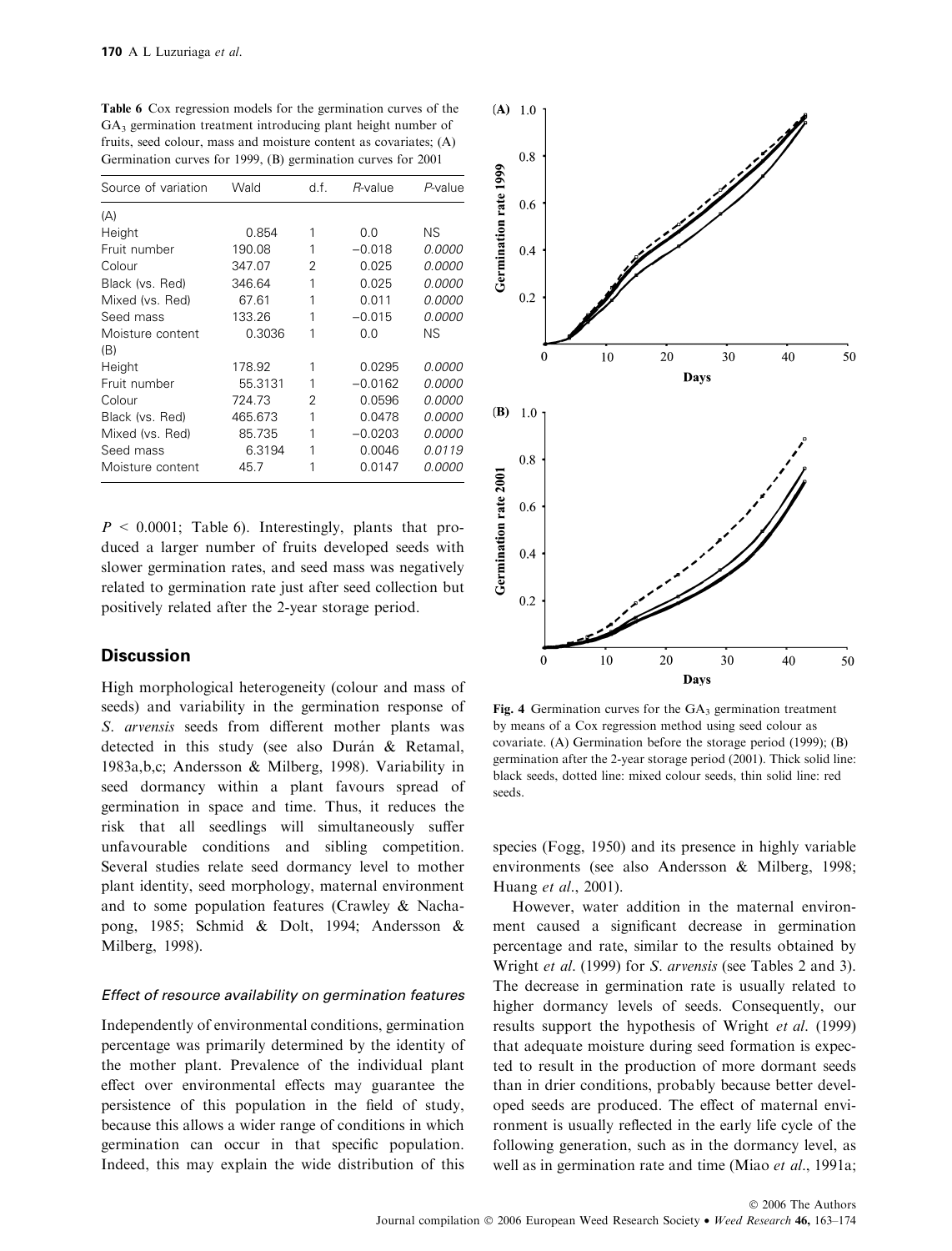**Table 6** Cox regression models for the germination curves of the $GA_3$ germination treatment introducing plant height number of fruits, seed colour, mass and moisture content as covariates; (A) Germination curves for 1999, (B) germination curves for 2001

| Source of variation | Wald | d.f. | *R*-value | *P*-value |
|---|---|---|---|---|
| (A) | | | | |
| Height | 0.854 | 1 | 0.0 | NS |
| Fruit number | 190.08 | 1 | −0.018 | *0.0000* |
| Colour | 347.07 | 2 | 0.025 | *0.0000* |
| Black (vs. Red) | 346.64 | 1 | 0.025 | *0.0000* |
| Mixed (vs. Red) | 67.61 | 1 | 0.011 | *0.0000* |
| Seed mass | 133.26 | 1 | −0.015 | *0.0000* |
| Moisture content | 0.3036 | 1 | 0.0 | NS |
| (B) | | | | |
| Height | 178.92 | 1 | 0.0295 | *0.0000* |
| Fruit number | 55.3131 | 1 | −0.0162 | *0.0000* |
| Colour | 724.73 | 2 | 0.0596 | *0.0000* |
| Black (vs. Red) | 465.673 | 1 | 0.0478 | *0.0000* |
| Mixed (vs. Red) | 85.735 | 1 | −0.0203 | *0.0000* |
| Seed mass | 6.3194 | 1 | 0.0046 | *0.0119* |
| Moisture content | 45.7 | 1 | 0.0147 | *0.0000* |

$P < 0.0001$; Table 6). Interestingly, plants that produced a larger number of fruits developed seeds with slower germination rates, and seed mass was negatively related to germination rate just after seed collection but positively related after the 2-year storage period.

## Discussion

High morphological heterogeneity (colour and mass of seeds) and variability in the germination response of *S. arvensis* seeds from different mother plants was detected in this study (see also Durán & Retamal, 1983a,b,c; Andersson & Milberg, 1998). Variability in seed dormancy within a plant favours spread of germination in space and time. Thus, it reduces the risk that all seedlings will simultaneously suffer unfavourable conditions and sibling competition. Several studies relate seed dormancy level to mother plant identity, seed morphology, maternal environment and to some population features (Crawley & Nachapong, 1985; Schmid & Dolt, 1994; Andersson & Milberg, 1998).

### *Effect of resource availability on germination features*

Independently of environmental conditions, germination percentage was primarily determined by the identity of the mother plant. Prevalence of the individual plant effect over environmental effects may guarantee the persistence of this population in the field of study, because this allows a wider range of conditions in which germination can occur in that specific population. Indeed, this may explain the wide distribution of this species (Fogg, 1950) and its presence in highly variable environments (see also Andersson & Milberg, 1998; Huang *et al.*, 2001).

**Fig. 4** Germination curves for the $GA_3$ germination treatment by means of a Cox regression method using seed colour as covariate. (A) Germination before the storage period (1999); (B) germination after the 2-year storage period (2001). Thick solid line: black seeds, dotted line: mixed colour seeds, thin solid line: red seeds.

However, water addition in the maternal environment caused a significant decrease in germination percentage and rate, similar to the results obtained by Wright *et al.* (1999) for *S. arvensis* (see Tables 2 and 3). The decrease in germination rate is usually related to higher dormancy levels of seeds. Consequently, our results support the hypothesis of Wright *et al.* (1999) that adequate moisture during seed formation is expected to result in the production of more dormant seeds than in drier conditions, probably because better developed seeds are produced. The effect of maternal environment is usually reflected in the early life cycle of the following generation, such as in the dormancy level, as well as in germination rate and time (Miao *et al.*, 1991a;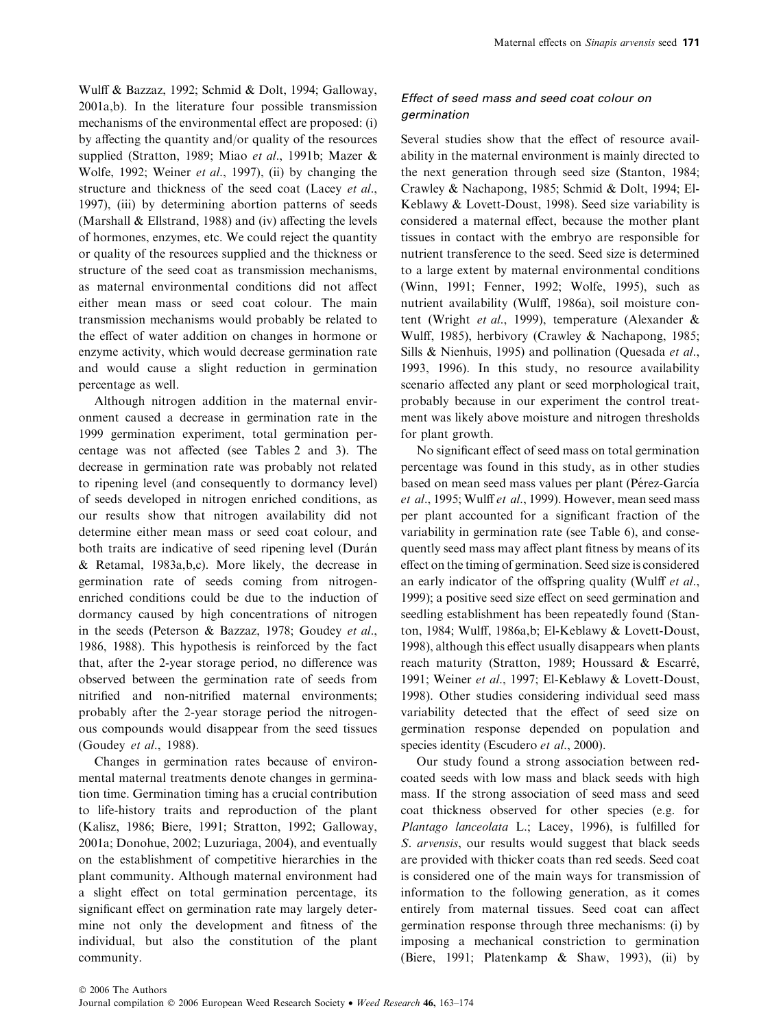Wulff & Bazzaz, 1992; Schmid & Dolt, 1994; Galloway, 2001a,b). In the literature four possible transmission mechanisms of the environmental effect are proposed: (i) by affecting the quantity and/or quality of the resources supplied (Stratton, 1989; Miao *et al*., 1991b; Mazer & Wolfe, 1992; Weiner *et al*., 1997), (ii) by changing the structure and thickness of the seed coat (Lacey *et al*., 1997), (iii) by determining abortion patterns of seeds (Marshall & Ellstrand, 1988) and (iv) affecting the levels of hormones, enzymes, etc. We could reject the quantity or quality of the resources supplied and the thickness or structure of the seed coat as transmission mechanisms, as maternal environmental conditions did not affect either mean mass or seed coat colour. The main transmission mechanisms would probably be related to the effect of water addition on changes in hormone or enzyme activity, which would decrease germination rate and would cause a slight reduction in germination percentage as well.

Although nitrogen addition in the maternal environment caused a decrease in germination rate in the 1999 germination experiment, total germination percentage was not affected (see Tables 2 and 3). The decrease in germination rate was probably not related to ripening level (and consequently to dormancy level) of seeds developed in nitrogen enriched conditions, as our results show that nitrogen availability did not determine either mean mass or seed coat colour, and both traits are indicative of seed ripening level (Durán & Retamal, 1983a,b,c). More likely, the decrease in germination rate of seeds coming from nitrogen-enriched conditions could be due to the induction of dormancy caused by high concentrations of nitrogen in the seeds (Peterson & Bazzaz, 1978; Goudey *et al*., 1986, 1988). This hypothesis is reinforced by the fact that, after the 2-year storage period, no difference was observed between the germination rate of seeds from nitrified and non-nitrified maternal environments; probably after the 2-year storage period the nitrogenous compounds would disappear from the seed tissues (Goudey *et al*., 1988).

Changes in germination rates because of environmental maternal treatments denote changes in germination time. Germination timing has a crucial contribution to life-history traits and reproduction of the plant (Kalisz, 1986; Biere, 1991; Stratton, 1992; Galloway, 2001a; Donohue, 2002; Luzuriaga, 2004), and eventually on the establishment of competitive hierarchies in the plant community. Although maternal environment had a slight effect on total germination percentage, its significant effect on germination rate may largely determine not only the development and fitness of the individual, but also the constitution of the plant community.

### *Effect of seed mass and seed coat colour on germination*

Several studies show that the effect of resource availability in the maternal environment is mainly directed to the next generation through seed size (Stanton, 1984; Crawley & Nachapong, 1985; Schmid & Dolt, 1994; El-Keblawy & Lovett-Doust, 1998). Seed size variability is considered a maternal effect, because the mother plant tissues in contact with the embryo are responsible for nutrient transference to the seed. Seed size is determined to a large extent by maternal environmental conditions (Winn, 1991; Fenner, 1992; Wolfe, 1995), such as nutrient availability (Wulff, 1986a), soil moisture content (Wright *et al*., 1999), temperature (Alexander & Wulff, 1985), herbivory (Crawley & Nachapong, 1985; Sills & Nienhuis, 1995) and pollination (Quesada *et al*., 1993, 1996). In this study, no resource availability scenario affected any plant or seed morphological trait, probably because in our experiment the control treatment was likely above moisture and nitrogen thresholds for plant growth.

No significant effect of seed mass on total germination percentage was found in this study, as in other studies based on mean seed mass values per plant (Pérez-García *et al*., 1995; Wulff *et al*., 1999). However, mean seed mass per plant accounted for a significant fraction of the variability in germination rate (see Table 6), and consequently seed mass may affect plant fitness by means of its effect on the timing of germination. Seed size is considered an early indicator of the offspring quality (Wulff *et al*., 1999); a positive seed size effect on seed germination and seedling establishment has been repeatedly found (Stanton, 1984; Wulff, 1986a,b; El-Keblawy & Lovett-Doust, 1998), although this effect usually disappears when plants reach maturity (Stratton, 1989; Houssard & Escarré, 1991; Weiner *et al*., 1997; El-Keblawy & Lovett-Doust, 1998). Other studies considering individual seed mass variability detected that the effect of seed size on germination response depended on population and species identity (Escudero *et al*., 2000).

Our study found a strong association between red-coated seeds with low mass and black seeds with high mass. If the strong association of seed mass and seed coat thickness observed for other species (e.g. for *Plantago lanceolata* L.; Lacey, 1996), is fulfilled for *S. arvensis*, our results would suggest that black seeds are provided with thicker coats than red seeds. Seed coat is considered one of the main ways for transmission of information to the following generation, as it comes entirely from maternal tissues. Seed coat can affect germination response through three mechanisms: (i) by imposing a mechanical constriction to germination (Biere, 1991; Platenkamp & Shaw, 1993), (ii) by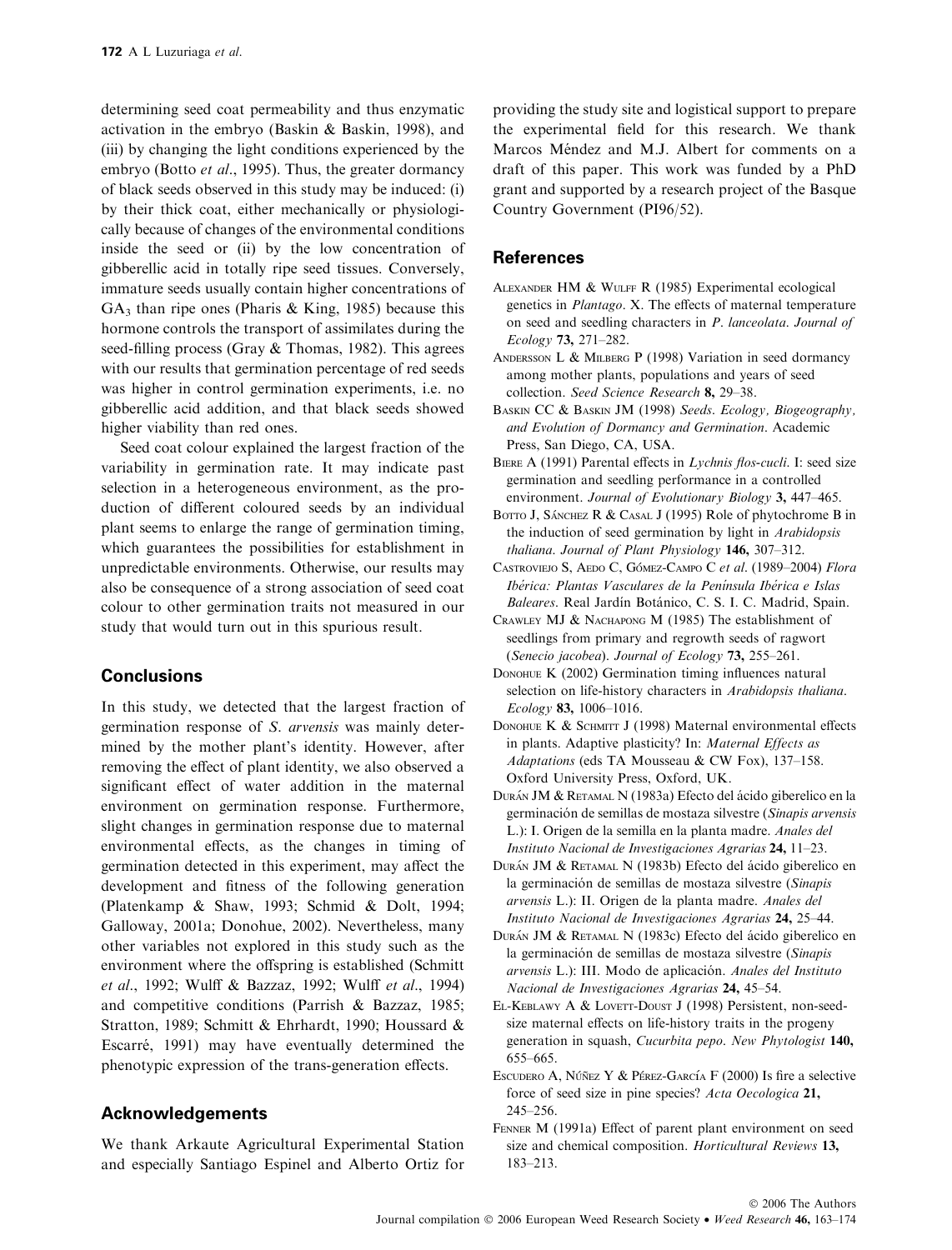determining seed coat permeability and thus enzymatic activation in the embryo (Baskin & Baskin, 1998), and (iii) by changing the light conditions experienced by the embryo (Botto *et al*., 1995). Thus, the greater dormancy of black seeds observed in this study may be induced: (i) by their thick coat, either mechanically or physiologically because of changes of the environmental conditions inside the seed or (ii) by the low concentration of gibberellic acid in totally ripe seed tissues. Conversely, immature seeds usually contain higher concentrations of $GA_3$ than ripe ones (Pharis & King, 1985) because this hormone controls the transport of assimilates during the seed-filling process (Gray & Thomas, 1982). This agrees with our results that germination percentage of red seeds was higher in control germination experiments, i.e. no gibberellic acid addition, and that black seeds showed higher viability than red ones.

Seed coat colour explained the largest fraction of the variability in germination rate. It may indicate past selection in a heterogeneous environment, as the production of different coloured seeds by an individual plant seems to enlarge the range of germination timing, which guarantees the possibilities for establishment in unpredictable environments. Otherwise, our results may also be consequence of a strong association of seed coat colour to other germination traits not measured in our study that would turn out in this spurious result.

## Conclusions

In this study, we detected that the largest fraction of germination response of *S. arvensis* was mainly determined by the mother plant's identity. However, after removing the effect of plant identity, we also observed a significant effect of water addition in the maternal environment on germination response. Furthermore, slight changes in germination response due to maternal environmental effects, as the changes in timing of germination detected in this experiment, may affect the development and fitness of the following generation (Platenkamp & Shaw, 1993; Schmid & Dolt, 1994; Galloway, 2001a; Donohue, 2002). Nevertheless, many other variables not explored in this study such as the environment where the offspring is established (Schmitt *et al*., 1992; Wulff & Bazzaz, 1992; Wulff *et al*., 1994) and competitive conditions (Parrish & Bazzaz, 1985; Stratton, 1989; Schmitt & Ehrhardt, 1990; Houssard & Escarré, 1991) may have eventually determined the phenotypic expression of the trans-generation effects.

## Acknowledgements

We thank Arkaute Agricultural Experimental Station and especially Santiago Espinel and Alberto Ortiz for providing the study site and logistical support to prepare the experimental field for this research. We thank Marcos Méndez and M.J. Albert for comments on a draft of this paper. This work was funded by a PhD grant and supported by a research project of the Basque Country Government (PI96/52).

## References

Alexander HM & Wulff R (1985) Experimental ecological genetics in *Plantago*. X. The effects of maternal temperature on seed and seedling characters in *P. lanceolata*. *Journal of Ecology* **73,** 271–282.

Andersson L & Milberg P (1998) Variation in seed dormancy among mother plants, populations and years of seed collection. *Seed Science Research* **8,** 29–38.

Baskin CC & Baskin JM (1998) *Seeds. Ecology, Biogeography, and Evolution of Dormancy and Germination*. Academic Press, San Diego, CA, USA.

Biere A (1991) Parental effects in *Lychnis flos-cucli*. I: seed size germination and seedling performance in a controlled environment. *Journal of Evolutionary Biology* **3,** 447–465.

Botto J, Sánchez R & Casal J (1995) Role of phytochrome B in the induction of seed germination by light in *Arabidopsis thaliana*. *Journal of Plant Physiology* **146,** 307–312.

Castroviejo S, Aedo C, Gómez-Campo C *et al*. (1989–2004) *Flora Ibérica: Plantas Vasculares de la Península Ibérica e Islas Baleares*. Real Jardín Botánico, C. S. I. C. Madrid, Spain.

Crawley MJ & Nachapong M (1985) The establishment of seedlings from primary and regrowth seeds of ragwort (*Senecio jacobea*). *Journal of Ecology* **73,** 255–261.

Donohue K (2002) Germination timing influences natural selection on life-history characters in *Arabidopsis thaliana*. *Ecology* **83,** 1006–1016.

Donohue K & Schmitt J (1998) Maternal environmental effects in plants. Adaptive plasticity? In: *Maternal Effects as Adaptations* (eds TA Mousseau & CW Fox), 137–158. Oxford University Press, Oxford, UK.

Durán JM & Retamal N (1983a) Efecto del ácido giberelico en la germinación de semillas de mostaza silvestre (*Sinapis arvensis* L.): I. Origen de la semilla en la planta madre. *Anales del Instituto Nacional de Investigaciones Agrarias* **24,** 11–23.

Durán JM & Retamal N (1983b) Efecto del ácido giberelico en la germinación de semillas de mostaza silvestre (*Sinapis arvensis* L.): II. Origen de la planta madre. *Anales del Instituto Nacional de Investigaciones Agrarias* **24,** 25–44.

Durán JM & Retamal N (1983c) Efecto del ácido giberelico en la germinación de semillas de mostaza silvestre (*Sinapis arvensis* L.): III. Modo de aplicación. *Anales del Instituto Nacional de Investigaciones Agrarias* **24,** 45–54.

El-Keblawy A & Lovett-Doust J (1998) Persistent, non-seed-size maternal effects on life-history traits in the progeny generation in squash, *Cucurbita pepo*. *New Phytologist* **140,** 655–665.

Escudero A, Núñez Y & Pérez-García F (2000) Is fire a selective force of seed size in pine species? *Acta Oecologica* **21,** 245–256.

Fenner M (1991a) Effect of parent plant environment on seed size and chemical composition. *Horticultural Reviews* **13,** 183–213.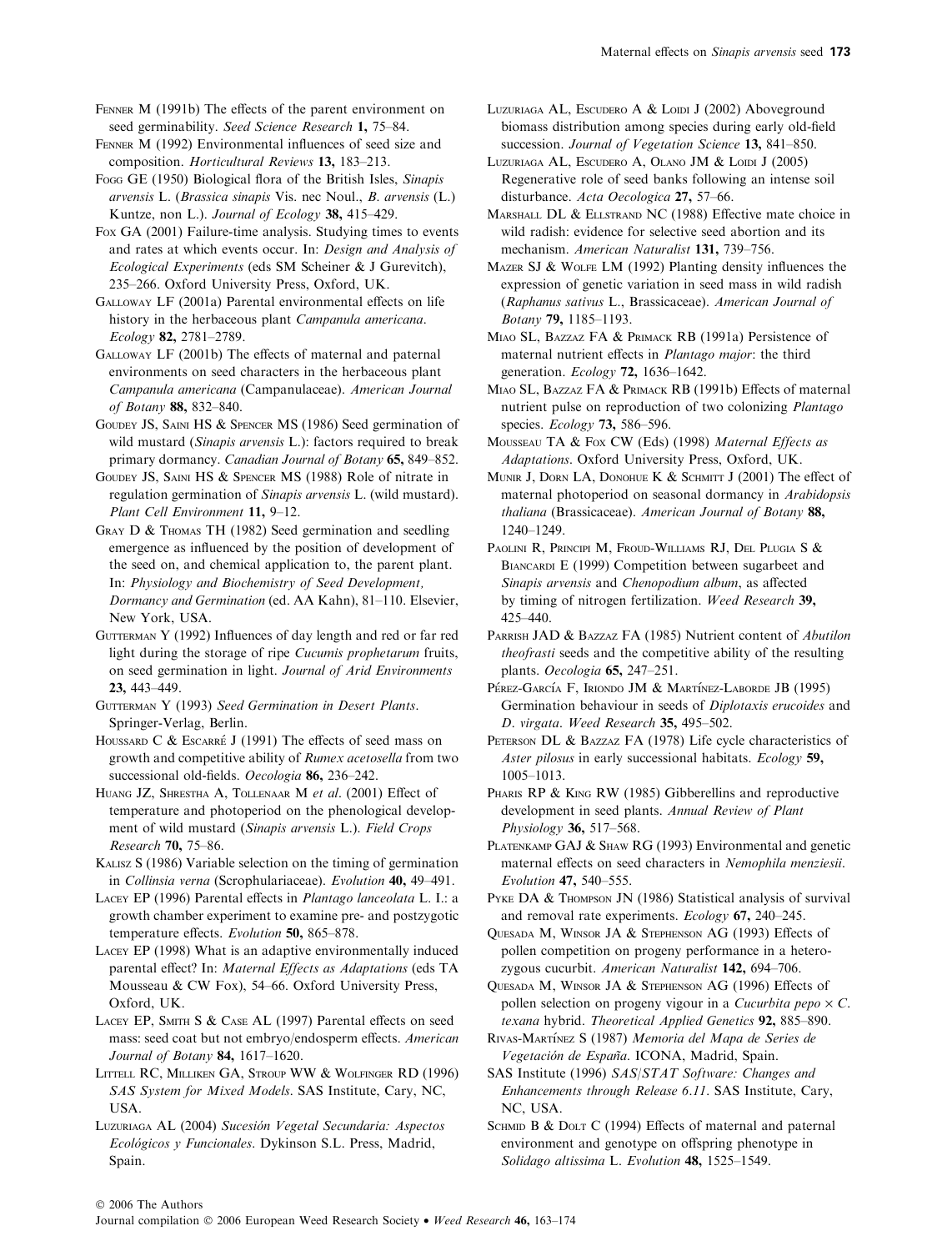Fenner M (1991b) The effects of the parent environment on seed germinability. *Seed Science Research* **1,** 75–84.

Fenner M (1992) Environmental influences of seed size and composition. *Horticultural Reviews* **13,** 183–213.

Fogg GE (1950) Biological flora of the British Isles, *Sinapis arvensis* L. (*Brassica sinapis* Vis. nec Noul., *B. arvensis* (L.) Kuntze, non L.). *Journal of Ecology* **38,** 415–429.

Fox GA (2001) Failure-time analysis. Studying times to events and rates at which events occur. In: *Design and Analysis of Ecological Experiments* (eds SM Scheiner & J Gurevitch), 235–266. Oxford University Press, Oxford, UK.

Galloway LF (2001a) Parental environmental effects on life history in the herbaceous plant *Campanula americana*. *Ecology* **82,** 2781–2789.

Galloway LF (2001b) The effects of maternal and paternal environments on seed characters in the herbaceous plant *Campanula americana* (Campanulaceae). *American Journal of Botany* **88,** 832–840.

Goudey JS, Saini HS & Spencer MS (1986) Seed germination of wild mustard (*Sinapis arvensis* L.): factors required to break primary dormancy. *Canadian Journal of Botany* **65,** 849–852.

Goudey JS, Saini HS & Spencer MS (1988) Role of nitrate in regulation germination of *Sinapis arvensis* L. (wild mustard). *Plant Cell Environment* **11,** 9–12.

Gray D & Thomas TH (1982) Seed germination and seedling emergence as influenced by the position of development of the seed on, and chemical application to, the parent plant. In: *Physiology and Biochemistry of Seed Development, Dormancy and Germination* (ed. AA Kahn), 81–110. Elsevier, New York, USA.

Gutterman Y (1992) Influences of day length and red or far red light during the storage of ripe *Cucumis prophetarum* fruits, on seed germination in light. *Journal of Arid Environments* **23,** 443–449.

Gutterman Y (1993) *Seed Germination in Desert Plants*. Springer-Verlag, Berlin.

Houssard C & Escarré J (1991) The effects of seed mass on growth and competitive ability of *Rumex acetosella* from two successional old-fields. *Oecologia* **86,** 236–242.

Huang JZ, Shrestha A, Tollenaar M *et al*. (2001) Effect of temperature and photoperiod on the phenological development of wild mustard (*Sinapis arvensis* L.). *Field Crops Research* **70,** 75–86.

Kalisz S (1986) Variable selection on the timing of germination in *Collinsia verna* (Scrophulariaceae). *Evolution* **40,** 49–491.

Lacey EP (1996) Parental effects in *Plantago lanceolata* L. I.: a growth chamber experiment to examine pre- and postzygotic temperature effects. *Evolution* **50,** 865–878.

Lacey EP (1998) What is an adaptive environmentally induced parental effect? In: *Maternal Effects as Adaptations* (eds TA Mousseau & CW Fox), 54–66. Oxford University Press, Oxford, UK.

Lacey EP, Smith S & Case AL (1997) Parental effects on seed mass: seed coat but not embryo/endosperm effects. *American Journal of Botany* **84,** 1617–1620.

Littell RC, Milliken GA, Stroup WW & Wolfinger RD (1996) *SAS System for Mixed Models*. SAS Institute, Cary, NC, USA.

Luzuriaga AL (2004) *Sucesión Vegetal Secundaria: Aspectos Ecológicos y Funcionales*. Dykinson S.L. Press, Madrid, Spain.

Luzuriaga AL, Escudero A & Loidi J (2002) Aboveground biomass distribution among species during early old-field succession. *Journal of Vegetation Science* **13,** 841–850.

Luzuriaga AL, Escudero A, Olano JM & Loidi J (2005) Regenerative role of seed banks following an intense soil disturbance. *Acta Oecologica* **27,** 57–66.

Marshall DL & Ellstrand NC (1988) Effective mate choice in wild radish: evidence for selective seed abortion and its mechanism. *American Naturalist* **131,** 739–756.

Mazer SJ & Wolfe LM (1992) Planting density influences the expression of genetic variation in seed mass in wild radish (*Raphanus sativus* L., Brassicaceae). *American Journal of Botany* **79,** 1185–1193.

Miao SL, Bazzaz FA & Primack RB (1991a) Persistence of maternal nutrient effects in *Plantago major*: the third generation. *Ecology* **72,** 1636–1642.

Miao SL, Bazzaz FA & Primack RB (1991b) Effects of maternal nutrient pulse on reproduction of two colonizing *Plantago* species. *Ecology* **73,** 586–596.

Mousseau TA & Fox CW (Eds) (1998) *Maternal Effects as Adaptations*. Oxford University Press, Oxford, UK.

Munir J, Dorn LA, Donohue K & Schmitt J (2001) The effect of maternal photoperiod on seasonal dormancy in *Arabidopsis thaliana* (Brassicaceae). *American Journal of Botany* **88,** 1240–1249.

Paolini R, Principi M, Froud-Williams RJ, Del Plugia S & Biancardi E (1999) Competition between sugarbeet and *Sinapis arvensis* and *Chenopodium album*, as affected by timing of nitrogen fertilization. *Weed Research* **39,** 425–440.

Parrish JAD & Bazzaz FA (1985) Nutrient content of *Abutilon theofrasti* seeds and the competitive ability of the resulting plants. *Oecologia* **65,** 247–251.

Pérez-García F, Iriondo JM & Martínez-Laborde JB (1995) Germination behaviour in seeds of *Diplotaxis erucoides* and *D. virgata*. *Weed Research* **35,** 495–502.

Peterson DL & Bazzaz FA (1978) Life cycle characteristics of *Aster pilosus* in early successional habitats. *Ecology* **59,** 1005–1013.

Pharis RP & King RW (1985) Gibberellins and reproductive development in seed plants. *Annual Review of Plant Physiology* **36,** 517–568.

Platenkamp GAJ & Shaw RG (1993) Environmental and genetic maternal effects on seed characters in *Nemophila menziesii*. *Evolution* **47,** 540–555.

Pyke DA & Thompson JN (1986) Statistical analysis of survival and removal rate experiments. *Ecology* **67,** 240–245.

Quesada M, Winsor JA & Stephenson AG (1993) Effects of pollen competition on progeny performance in a heterozygous cucurbit. *American Naturalist* **142,** 694–706.

Quesada M, Winsor JA & Stephenson AG (1996) Effects of pollen selection on progeny vigour in a *Cucurbita pepo* × *C. texana* hybrid. *Theoretical Applied Genetics* **92,** 885–890.

Rivas-Martínez S (1987) *Memoria del Mapa de Series de Vegetación de España*. ICONA, Madrid, Spain.

SAS Institute (1996) *SAS/STAT Software: Changes and Enhancements through Release 6.11*. SAS Institute, Cary, NC, USA.

Schmid B & Dolt C (1994) Effects of maternal and paternal environment and genotype on offspring phenotype in *Solidago altissima* L. *Evolution* **48,** 1525–1549.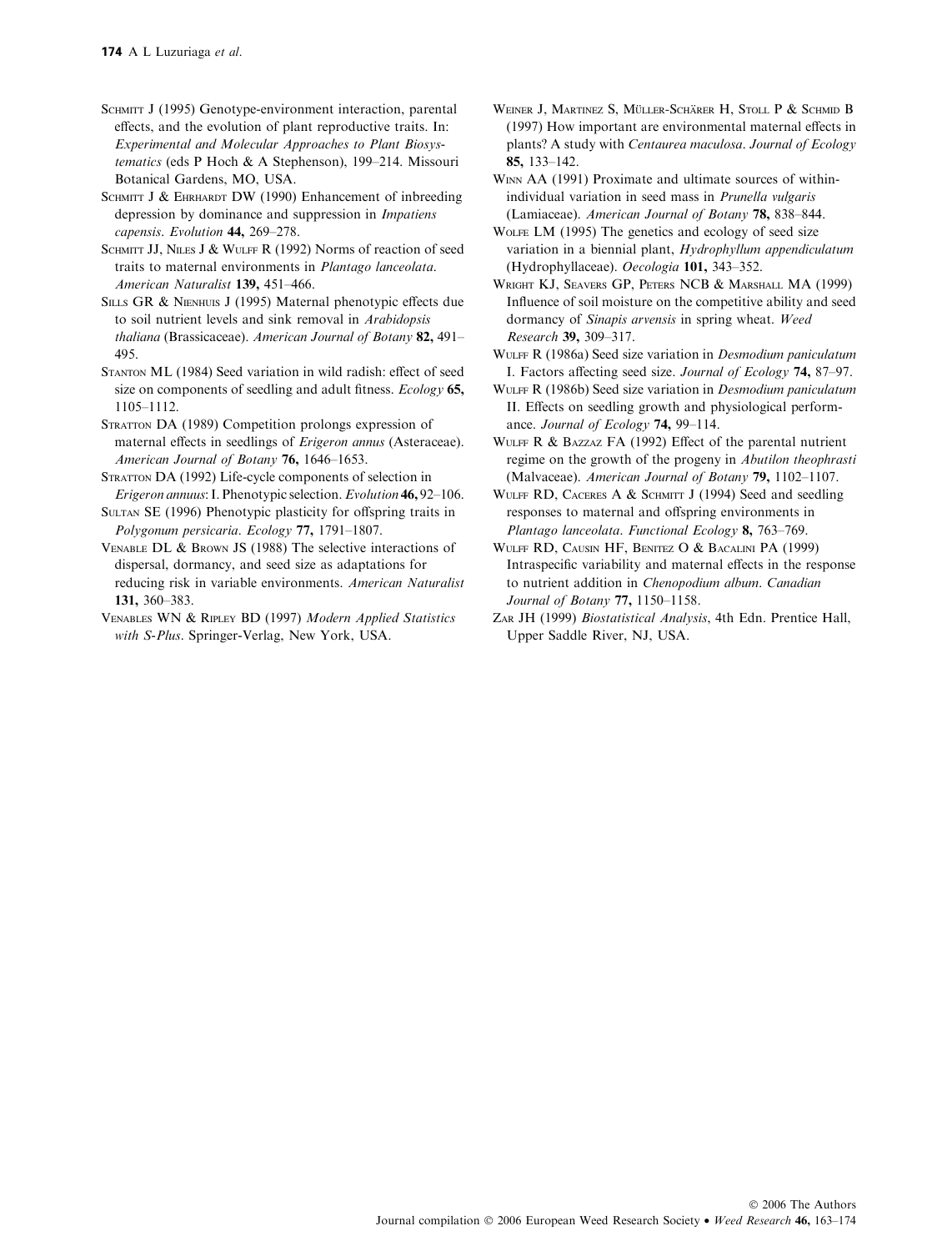Schmitt J (1995) Genotype-environment interaction, parental effects, and the evolution of plant reproductive traits. In: *Experimental and Molecular Approaches to Plant Biosystematics* (eds P Hoch & A Stephenson), 199–214. Missouri Botanical Gardens, MO, USA.

Schmitt J & Ehrhardt DW (1990) Enhancement of inbreeding depression by dominance and suppression in *Impatiens capensis*. *Evolution* **44,** 269–278.

Schmitt JJ, Niles J & Wulff R (1992) Norms of reaction of seed traits to maternal environments in *Plantago lanceolata*. *American Naturalist* **139,** 451–466.

Sills GR & Nienhuis J (1995) Maternal phenotypic effects due to soil nutrient levels and sink removal in *Arabidopsis thaliana* (Brassicaceae). *American Journal of Botany* **82,** 491–495.

Stanton ML (1984) Seed variation in wild radish: effect of seed size on components of seedling and adult fitness. *Ecology* **65,** 1105–1112.

Stratton DA (1989) Competition prolongs expression of maternal effects in seedlings of *Erigeron annus* (Asteraceae). *American Journal of Botany* **76,** 1646–1653.

Stratton DA (1992) Life-cycle components of selection in *Erigeron annuus*: I. Phenotypic selection. *Evolution* **46,** 92–106.

Sultan SE (1996) Phenotypic plasticity for offspring traits in *Polygonum persicaria*. *Ecology* **77,** 1791–1807.

Venable DL & Brown JS (1988) The selective interactions of dispersal, dormancy, and seed size as adaptations for reducing risk in variable environments. *American Naturalist* **131,** 360–383.

Venables WN & Ripley BD (1997) *Modern Applied Statistics with S-Plus*. Springer-Verlag, New York, USA.

Weiner J, Martinez S, Müller-Schärer H, Stoll P & Schmid B (1997) How important are environmental maternal effects in plants? A study with *Centaurea maculosa*. *Journal of Ecology* **85,** 133–142.

Winn AA (1991) Proximate and ultimate sources of within-individual variation in seed mass in *Prunella vulgaris* (Lamiaceae). *American Journal of Botany* **78,** 838–844.

Wolfe LM (1995) The genetics and ecology of seed size variation in a biennial plant, *Hydrophyllum appendiculatum* (Hydrophyllaceae). *Oecologia* **101,** 343–352.

Wright KJ, Seavers GP, Peters NCB & Marshall MA (1999) Influence of soil moisture on the competitive ability and seed dormancy of *Sinapis arvensis* in spring wheat. *Weed Research* **39,** 309–317.

Wulff R (1986a) Seed size variation in *Desmodium paniculatum* I. Factors affecting seed size. *Journal of Ecology* **74,** 87–97.

Wulff R (1986b) Seed size variation in *Desmodium paniculatum* II. Effects on seedling growth and physiological performance. *Journal of Ecology* **74,** 99–114.

Wulff R & Bazzaz FA (1992) Effect of the parental nutrient regime on the growth of the progeny in *Abutilon theophrasti* (Malvaceae). *American Journal of Botany* **79,** 1102–1107.

Wulff RD, Caceres A & Schmitt J (1994) Seed and seedling responses to maternal and offspring environments in *Plantago lanceolata*. *Functional Ecology* **8,** 763–769.

Wulff RD, Causin HF, Benitez O & Bacalini PA (1999) Intraspecific variability and maternal effects in the response to nutrient addition in *Chenopodium album*. *Canadian Journal of Botany* **77,** 1150–1158.

Zar JH (1999) *Biostatistical Analysis*, 4th Edn. Prentice Hall, Upper Saddle River, NJ, USA.